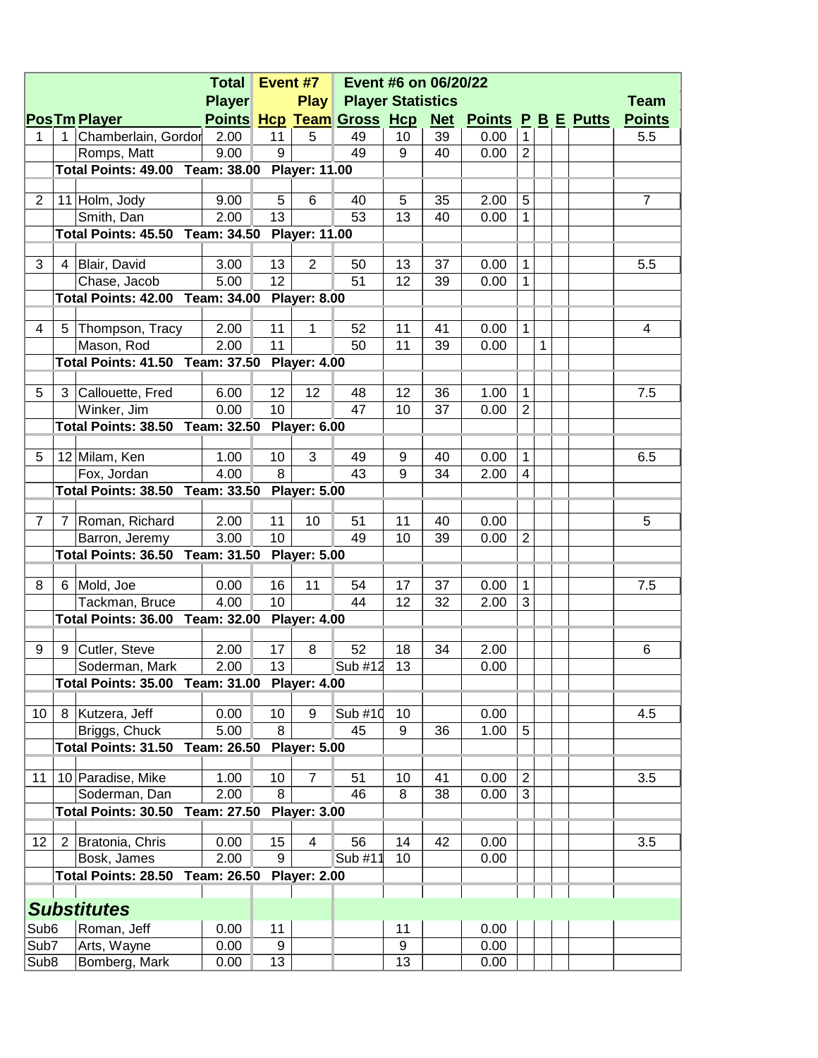| Pos | Tm | Player | Total Player Points | Event #7 Hcp | Play Team | Event #6 on 06/20/22 Player Statistics Gross | Hcp | Net | Points | P | B | E | Putts | Team Points |
|---|---|---|---|---|---|---|---|---|---|---|---|---|---|---|
| 1 | 1 | Chamberlain, Gordon | 2.00 | 11 | 5 | 49 | 10 | 39 | 0.00 | 1 | | | | 5.5 |
| | | Romps, Matt | 9.00 | 9 | | 49 | 9 | 40 | 0.00 | 2 | | | | |
| | Total Points: 49.00 | Team: 38.00 | Player: 11.00 | | | | | | | | | | | |
| 2 | 11 | Holm, Jody | 9.00 | 5 | 6 | 40 | 5 | 35 | 2.00 | 5 | | | | 7 |
| | | Smith, Dan | 2.00 | 13 | | 53 | 13 | 40 | 0.00 | 1 | | | | |
| | Total Points: 45.50 | Team: 34.50 | Player: 11.00 | | | | | | | | | | | |
| 3 | 4 | Blair, David | 3.00 | 13 | 2 | 50 | 13 | 37 | 0.00 | 1 | | | | 5.5 |
| | | Chase, Jacob | 5.00 | 12 | | 51 | 12 | 39 | 0.00 | 1 | | | | |
| | Total Points: 42.00 | Team: 34.00 | Player: 8.00 | | | | | | | | | | | |
| 4 | 5 | Thompson, Tracy | 2.00 | 11 | 1 | 52 | 11 | 41 | 0.00 | 1 | | | | 4 |
| | | Mason, Rod | 2.00 | 11 | | 50 | 11 | 39 | 0.00 | | 1 | | | |
| | Total Points: 41.50 | Team: 37.50 | Player: 4.00 | | | | | | | | | | | |
| 5 | 3 | Callouette, Fred | 6.00 | 12 | 12 | 48 | 12 | 36 | 1.00 | 1 | | | | 7.5 |
| | | Winker, Jim | 0.00 | 10 | | 47 | 10 | 37 | 0.00 | 2 | | | | |
| | Total Points: 38.50 | Team: 32.50 | Player: 6.00 | | | | | | | | | | | |
| 5 | 12 | Milam, Ken | 1.00 | 10 | 3 | 49 | 9 | 40 | 0.00 | 1 | | | | 6.5 |
| | | Fox, Jordan | 4.00 | 8 | | 43 | 9 | 34 | 2.00 | 4 | | | | |
| | Total Points: 38.50 | Team: 33.50 | Player: 5.00 | | | | | | | | | | | |
| 7 | 7 | Roman, Richard | 2.00 | 11 | 10 | 51 | 11 | 40 | 0.00 | | | | | 5 |
| | | Barron, Jeremy | 3.00 | 10 | | 49 | 10 | 39 | 0.00 | 2 | | | | |
| | Total Points: 36.50 | Team: 31.50 | Player: 5.00 | | | | | | | | | | | |
| 8 | 6 | Mold, Joe | 0.00 | 16 | 11 | 54 | 17 | 37 | 0.00 | 1 | | | | 7.5 |
| | | Tackman, Bruce | 4.00 | 10 | | 44 | 12 | 32 | 2.00 | 3 | | | | |
| | Total Points: 36.00 | Team: 32.00 | Player: 4.00 | | | | | | | | | | | |
| 9 | 9 | Cutler, Steve | 2.00 | 17 | 8 | 52 | 18 | 34 | 2.00 | | | | | 6 |
| | | Soderman, Mark | 2.00 | 13 | | Sub #12 | 13 | | 0.00 | | | | | |
| | Total Points: 35.00 | Team: 31.00 | Player: 4.00 | | | | | | | | | | | |
| 10 | 8 | Kutzera, Jeff | 0.00 | 10 | 9 | Sub #10 | 10 | | 0.00 | | | | | 4.5 |
| | | Briggs, Chuck | 5.00 | 8 | | 45 | 9 | 36 | 1.00 | 5 | | | | |
| | Total Points: 31.50 | Team: 26.50 | Player: 5.00 | | | | | | | | | | | |
| 11 | 10 | Paradise, Mike | 1.00 | 10 | 7 | 51 | 10 | 41 | 0.00 | 2 | | | | 3.5 |
| | | Soderman, Dan | 2.00 | 8 | | 46 | 8 | 38 | 0.00 | 3 | | | | |
| | Total Points: 30.50 | Team: 27.50 | Player: 3.00 | | | | | | | | | | | |
| 12 | 2 | Bratonia, Chris | 0.00 | 15 | 4 | 56 | 14 | 42 | 0.00 | | | | | 3.5 |
| | | Bosk, James | 2.00 | 9 | | Sub #11 | 10 | | 0.00 | | | | | |
| | Total Points: 28.50 | Team: 26.50 | Player: 2.00 | | | | | | | | | | | |

## *Substitutes*

| Sub | Player | Total Player Points | Hcp | Play Team | Gross | Hcp | Net | Points | P | B | E | Putts | Team Points |
|---|---|---|---|---|---|---|---|---|---|---|---|---|---|
| Sub6 | Roman, Jeff | 0.00 | 11 | | | 11 | | 0.00 | | | | | |
| Sub7 | Arts, Wayne | 0.00 | 9 | | | 9 | | 0.00 | | | | | |
| Sub8 | Bomberg, Mark | 0.00 | 13 | | | 13 | | 0.00 | | | | | |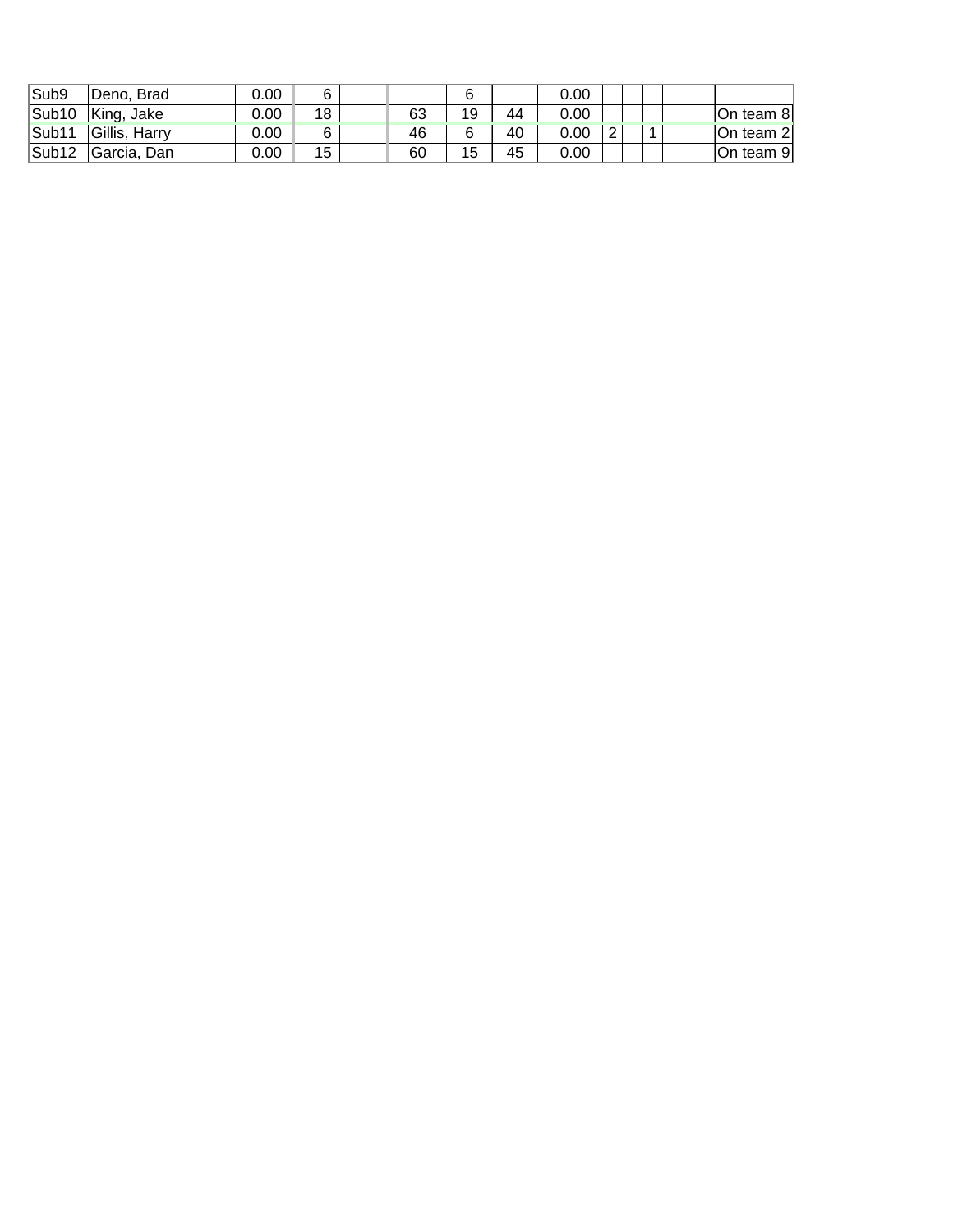| | | | | | | | | | | | | | |
|---|---|---|---|---|---|---|---|---|---|---|---|---|---|
| Sub9 | Deno, Brad | 0.00 | 6 | | | 6 | | 0.00 | | | | | |
| Sub10 | King, Jake | 0.00 | 18 | | 63 | 19 | 44 | 0.00 | | | | | On team 8 |
| Sub11 | Gillis, Harry | 0.00 | 6 | | 46 | 6 | 40 | 0.00 | 2 | | 1 | | On team 2 |
| Sub12 | Garcia, Dan | 0.00 | 15 | | 60 | 15 | 45 | 0.00 | | | | | On team 9 |